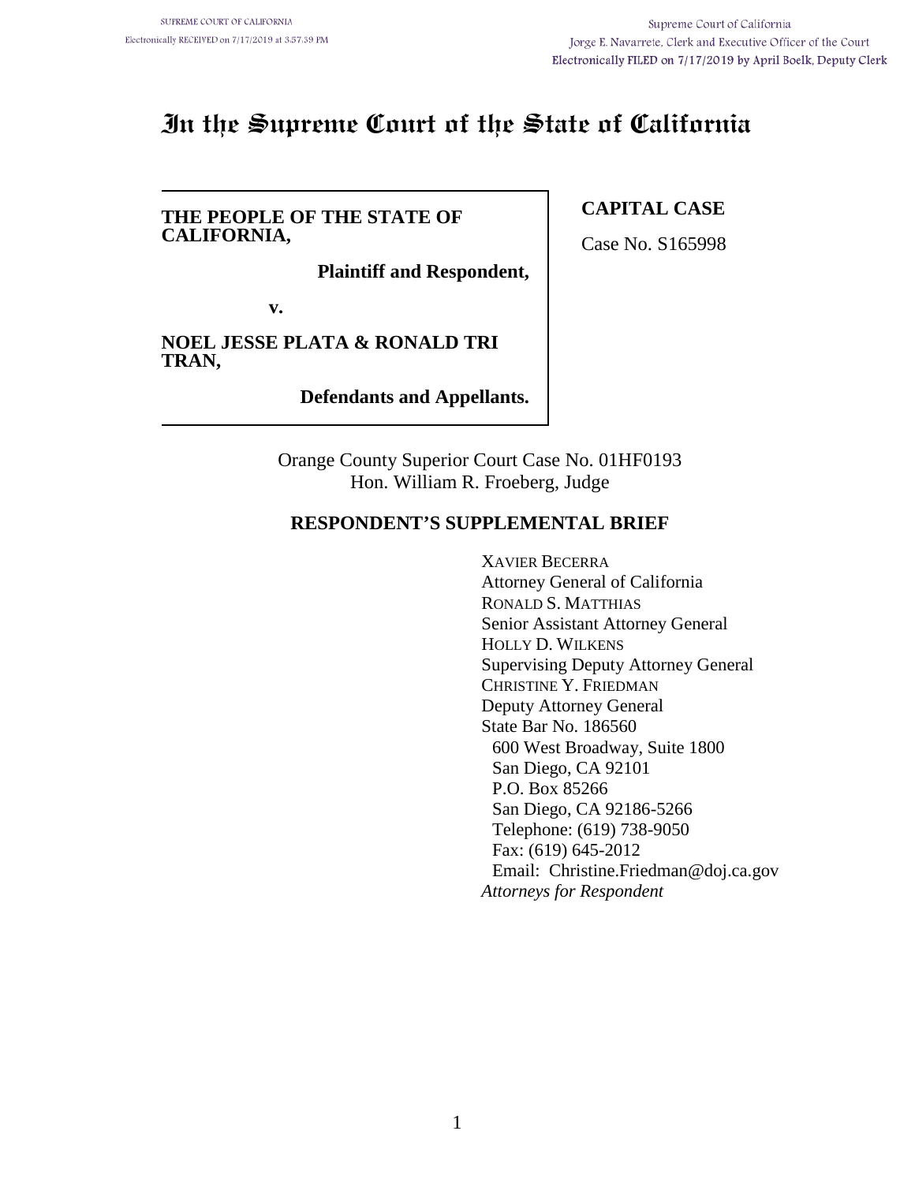SUPREME COURT OF CALIFORNIA
Electronically RECEIVED on 7/17/2019 at 3:57:39 PM

Supreme Court of California
Jorge E. Navarrete, Clerk and Executive Officer of the Court
Electronically FILED on 7/17/2019 by April Boelk, Deputy Clerk

# In the Supreme Court of the State of California

**THE PEOPLE OF THE STATE OF CALIFORNIA,**

**Plaintiff and Respondent,**

**v.**

**NOEL JESSE PLATA & RONALD TRI TRAN,**

**Defendants and Appellants.**

**CAPITAL CASE**

Case No. S165998

Orange County Superior Court Case No. 01HF0193
Hon. William R. Froeberg, Judge

## RESPONDENT'S SUPPLEMENTAL BRIEF

XAVIER BECERRA
Attorney General of California
RONALD S. MATTHIAS
Senior Assistant Attorney General
HOLLY D. WILKENS
Supervising Deputy Attorney General
CHRISTINE Y. FRIEDMAN
Deputy Attorney General
State Bar No. 186560
600 West Broadway, Suite 1800
San Diego, CA 92101
P.O. Box 85266
San Diego, CA 92186-5266
Telephone: (619) 738-9050
Fax: (619) 645-2012
Email: Christine.Friedman@doj.ca.gov
*Attorneys for Respondent*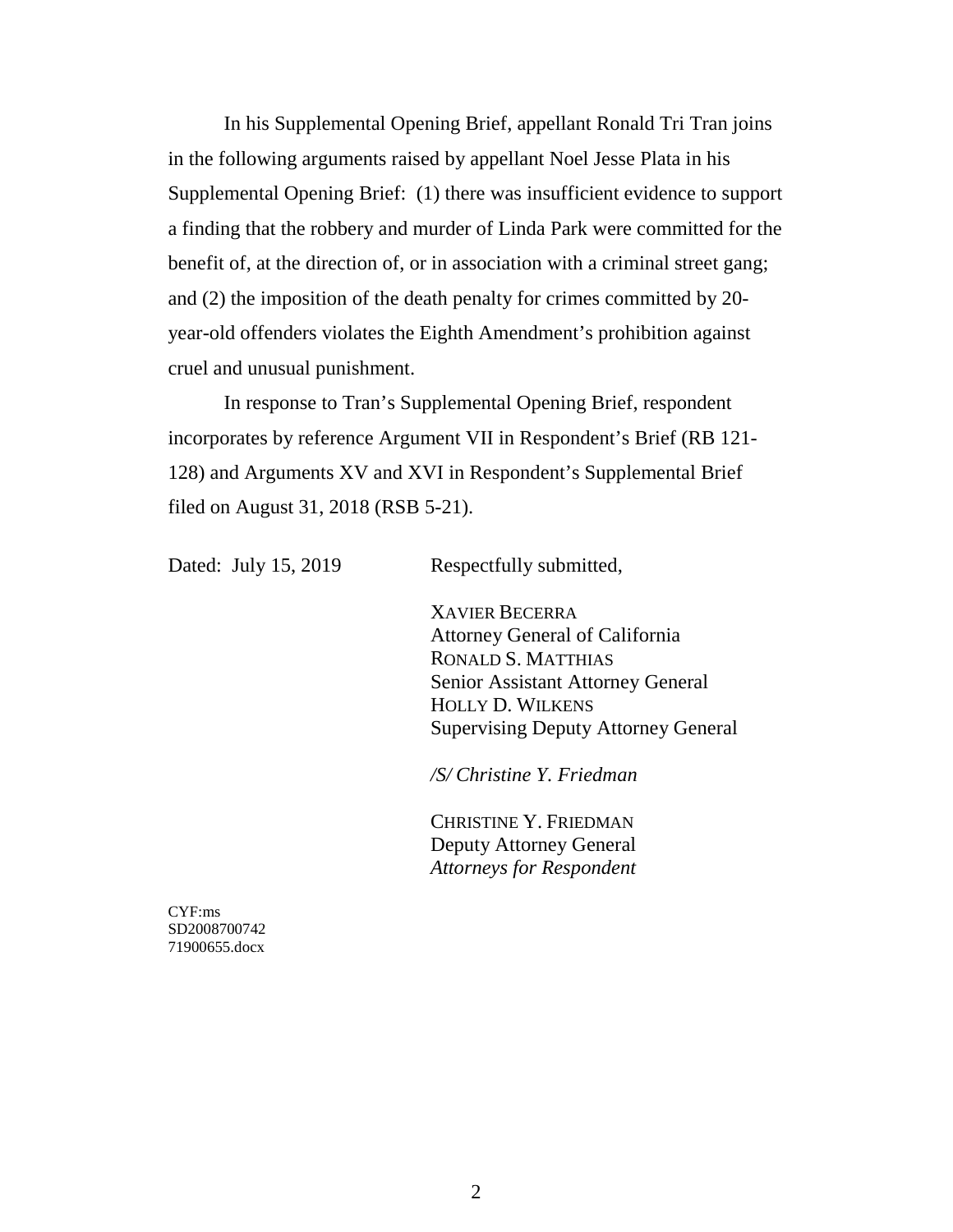In his Supplemental Opening Brief, appellant Ronald Tri Tran joins in the following arguments raised by appellant Noel Jesse Plata in his Supplemental Opening Brief: (1) there was insufficient evidence to support a finding that the robbery and murder of Linda Park were committed for the benefit of, at the direction of, or in association with a criminal street gang; and (2) the imposition of the death penalty for crimes committed by 20-year-old offenders violates the Eighth Amendment's prohibition against cruel and unusual punishment.

In response to Tran's Supplemental Opening Brief, respondent incorporates by reference Argument VII in Respondent's Brief (RB 121-128) and Arguments XV and XVI in Respondent's Supplemental Brief filed on August 31, 2018 (RSB 5-21).

Dated: July 15, 2019

Respectfully submitted,

XAVIER BECERRA
Attorney General of California
RONALD S. MATTHIAS
Senior Assistant Attorney General
HOLLY D. WILKENS
Supervising Deputy Attorney General

*/S/ Christine Y. Friedman*

CHRISTINE Y. FRIEDMAN
Deputy Attorney General
*Attorneys for Respondent*

CYF:ms
SD2008700742
71900655.docx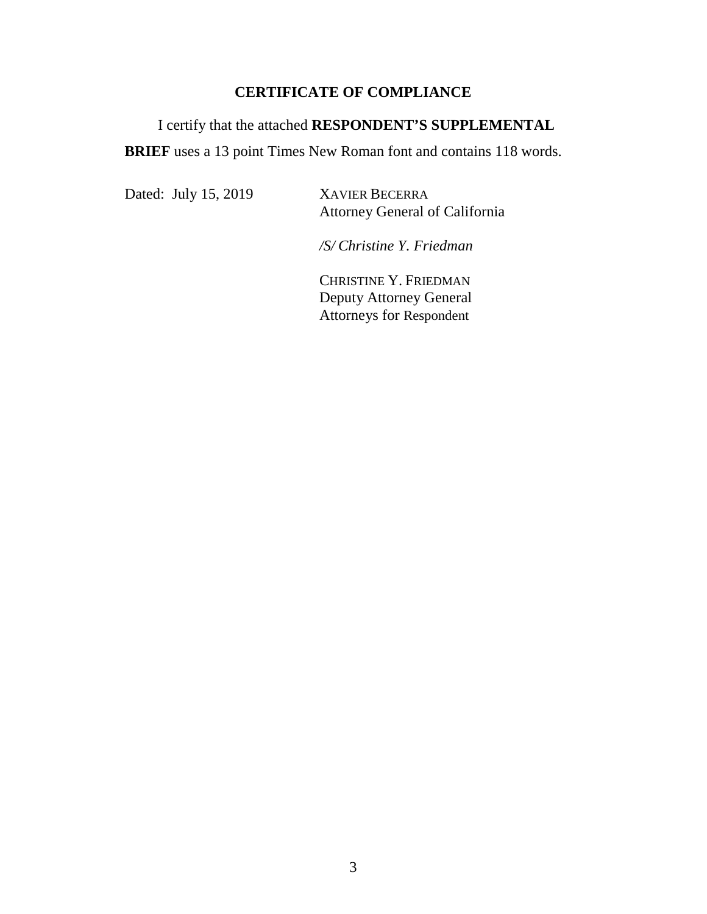## CERTIFICATE OF COMPLIANCE

I certify that the attached **RESPONDENT'S SUPPLEMENTAL BRIEF** uses a 13 point Times New Roman font and contains 118 words.

Dated: July 15, 2019

XAVIER BECERRA
Attorney General of California

*/S/ Christine Y. Friedman*

CHRISTINE Y. FRIEDMAN
Deputy Attorney General
Attorneys for Respondent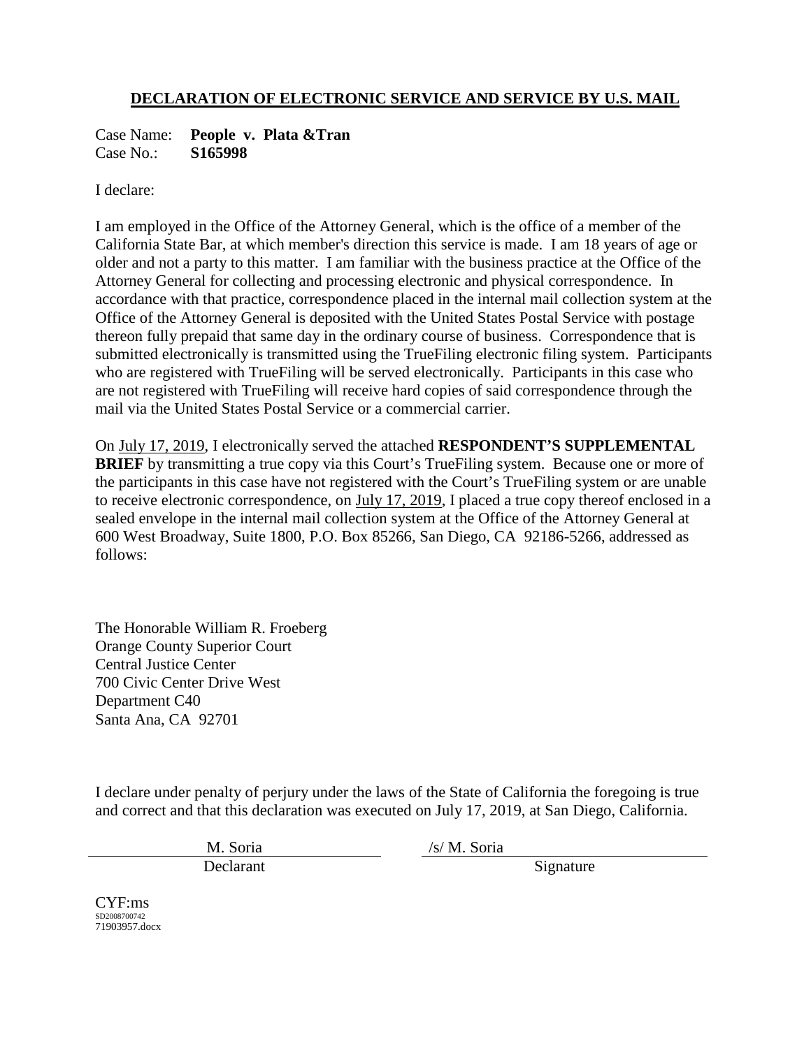## DECLARATION OF ELECTRONIC SERVICE AND SERVICE BY U.S. MAIL

Case Name: **People v. Plata &Tran**
Case No.: **S165998**

I declare:

I am employed in the Office of the Attorney General, which is the office of a member of the California State Bar, at which member's direction this service is made. I am 18 years of age or older and not a party to this matter. I am familiar with the business practice at the Office of the Attorney General for collecting and processing electronic and physical correspondence. In accordance with that practice, correspondence placed in the internal mail collection system at the Office of the Attorney General is deposited with the United States Postal Service with postage thereon fully prepaid that same day in the ordinary course of business. Correspondence that is submitted electronically is transmitted using the TrueFiling electronic filing system. Participants who are registered with TrueFiling will be served electronically. Participants in this case who are not registered with TrueFiling will receive hard copies of said correspondence through the mail via the United States Postal Service or a commercial carrier.

On July 17, 2019, I electronically served the attached **RESPONDENT'S SUPPLEMENTAL BRIEF** by transmitting a true copy via this Court's TrueFiling system. Because one or more of the participants in this case have not registered with the Court's TrueFiling system or are unable to receive electronic correspondence, on July 17, 2019, I placed a true copy thereof enclosed in a sealed envelope in the internal mail collection system at the Office of the Attorney General at 600 West Broadway, Suite 1800, P.O. Box 85266, San Diego, CA 92186-5266, addressed as follows:

The Honorable William R. Froeberg
Orange County Superior Court
Central Justice Center
700 Civic Center Drive West
Department C40
Santa Ana, CA 92701

I declare under penalty of perjury under the laws of the State of California the foregoing is true and correct and that this declaration was executed on July 17, 2019, at San Diego, California.

| M. Soria | /s/ M. Soria |
|---|---|
| Declarant | Signature |

CYF:ms
SD2008700742
71903957.docx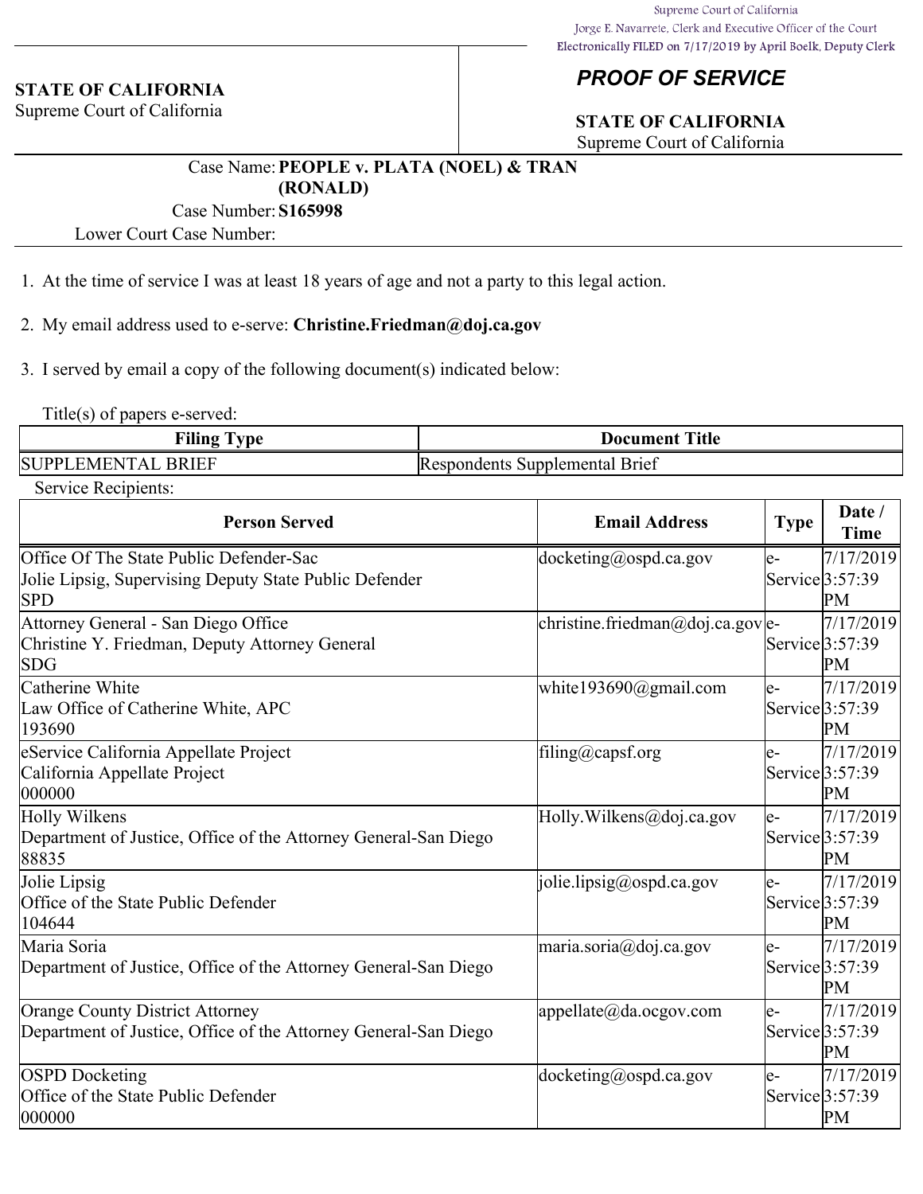Supreme Court of California
Jorge E. Navarrete, Clerk and Executive Officer of the Court
Electronically FILED on 7/17/2019 by April Boelk, Deputy Clerk

**STATE OF CALIFORNIA**
Supreme Court of California

## *PROOF OF SERVICE*

**STATE OF CALIFORNIA**
Supreme Court of California

Case Name: **PEOPLE v. PLATA (NOEL) & TRAN (RONALD)**
Case Number: **S165998**
Lower Court Case Number:

1. At the time of service I was at least 18 years of age and not a party to this legal action.

2. My email address used to e-serve: **Christine.Friedman@doj.ca.gov**

3. I served by email a copy of the following document(s) indicated below:

Title(s) of papers e-served:

| Filing Type | Document Title |
|---|---|
| SUPPLEMENTAL BRIEF | Respondents Supplemental Brief |

Service Recipients:

| Person Served | Email Address | Type | Date / Time |
|---|---|---|---|
| Office Of The State Public Defender-Sac<br>Jolie Lipsig, Supervising Deputy State Public Defender<br>SPD | docketing@ospd.ca.gov | e-Service | 7/17/2019 3:57:39 PM |
| Attorney General - San Diego Office<br>Christine Y. Friedman, Deputy Attorney General<br>SDG | christine.friedman@doj.ca.gov | e-Service | 7/17/2019 3:57:39 PM |
| Catherine White<br>Law Office of Catherine White, APC<br>193690 | white193690@gmail.com | e-Service | 7/17/2019 3:57:39 PM |
| eService California Appellate Project<br>California Appellate Project<br>000000 | filing@capsf.org | e-Service | 7/17/2019 3:57:39 PM |
| Holly Wilkens<br>Department of Justice, Office of the Attorney General-San Diego<br>88835 | Holly.Wilkens@doj.ca.gov | e-Service | 7/17/2019 3:57:39 PM |
| Jolie Lipsig<br>Office of the State Public Defender<br>104644 | jolie.lipsig@ospd.ca.gov | e-Service | 7/17/2019 3:57:39 PM |
| Maria Soria<br>Department of Justice, Office of the Attorney General-San Diego | maria.soria@doj.ca.gov | e-Service | 7/17/2019 3:57:39 PM |
| Orange County District Attorney<br>Department of Justice, Office of the Attorney General-San Diego | appellate@da.ocgov.com | e-Service | 7/17/2019 3:57:39 PM |
| OSPD Docketing<br>Office of the State Public Defender<br>000000 | docketing@ospd.ca.gov | e-Service | 7/17/2019 3:57:39 PM |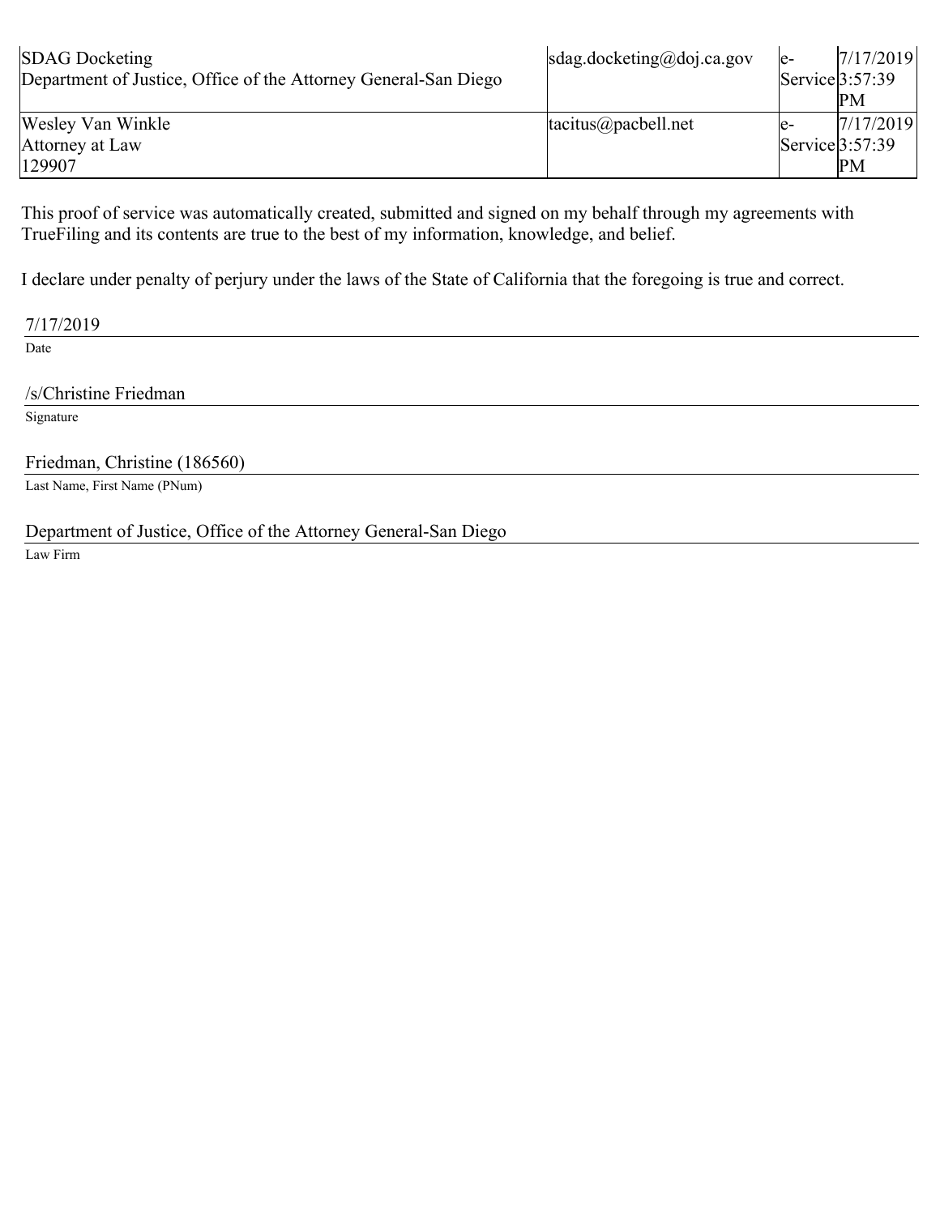| | | | |
|---|---|---|---|
| SDAG Docketing<br>Department of Justice, Office of the Attorney General-San Diego | sdag.docketing@doj.ca.gov | e-Service | 7/17/2019 3:57:39 PM |
| Wesley Van Winkle<br>Attorney at Law<br>129907 | tacitus@pacbell.net | e-Service | 7/17/2019 3:57:39 PM |

This proof of service was automatically created, submitted and signed on my behalf through my agreements with TrueFiling and its contents are true to the best of my information, knowledge, and belief.

I declare under penalty of perjury under the laws of the State of California that the foregoing is true and correct.

7/17/2019

Date

/s/Christine Friedman

Signature

Friedman, Christine (186560)

Last Name, First Name (PNum)

Department of Justice, Office of the Attorney General-San Diego

Law Firm